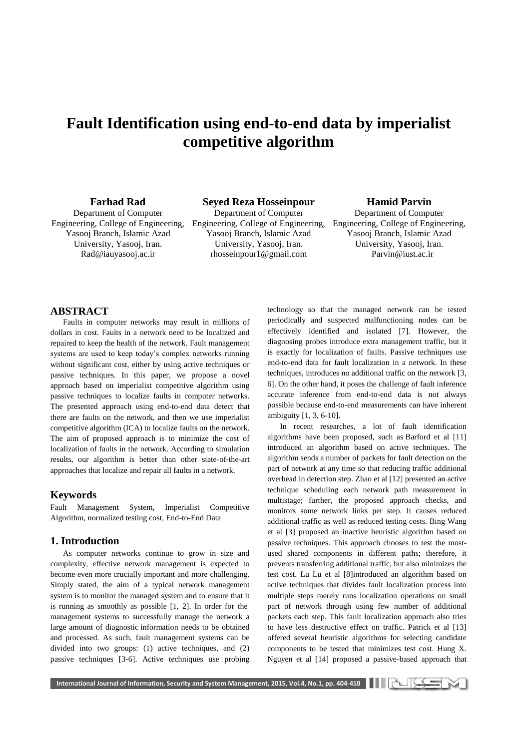# Fault Identification using end-to-end data by imperialist competitive algorithm

**Farhad Rad**
Department of Computer Engineering, College of Engineering, Yasooj Branch, Islamic Azad University, Yasooj, Iran.
Rad@iauyasooj.ac.ir

**Seyed Reza Hosseinpour**
Department of Computer Engineering, College of Engineering, Yasooj Branch, Islamic Azad University, Yasooj, Iran.
rhosseinpour1@gmail.com

**Hamid Parvin**
Department of Computer Engineering, College of Engineering, Yasooj Branch, Islamic Azad University, Yasooj, Iran.
Parvin@iust.ac.ir

## ABSTRACT

Faults in computer networks may result in millions of dollars in cost. Faults in a network need to be localized and repaired to keep the health of the network. Fault management systems are used to keep today's complex networks running without significant cost, either by using active techniques or passive techniques. In this paper, we propose a novel approach based on imperialist competitive algorithm using passive techniques to localize faults in computer networks. The presented approach using end-to-end data detect that there are faults on the network, and then we use imperialist competitive algorithm (ICA) to localize faults on the network. The aim of proposed approach is to minimize the cost of localization of faults in the network. According to simulation results, our algorithm is better than other state-of-the-art approaches that localize and repair all faults in a network.

## Keywords

Fault Management System, Imperialist Competitive Algorithm, normalized testing cost, End-to-End Data

## 1. Introduction

As computer networks continue to grow in size and complexity, effective network management is expected to become even more crucially important and more challenging. Simply stated, the aim of a typical network management system is to monitor the managed system and to ensure that it is running as smoothly as possible [1, 2]. In order for the management systems to successfully manage the network a large amount of diagnostic information needs to be obtained and processed. As such, fault management systems can be divided into two groups: (1) active techniques, and (2) passive techniques [3-6]. Active techniques use probing technology so that the managed network can be tested periodically and suspected malfunctioning nodes can be effectively identified and isolated [7]. However, the diagnosing probes introduce extra management traffic, but it is exactly for localization of faults. Passive techniques use end-to-end data for fault localization in a network. In these techniques, introduces no additional traffic on the network [3, 6]. On the other hand, it poses the challenge of fault inference accurate inference from end-to-end data is not always possible because end-to-end measurements can have inherent ambiguity [1, 3, 6-10].

In recent researches, a lot of fault identification algorithms have been proposed, such as Barford et al [11] introduced an algorithm based on active techniques. The algorithm sends a number of packets for fault detection on the part of network at any time so that reducing traffic additional overhead in detection step. Zhao et al [12] presented an active technique scheduling each network path measurement in multistage; further, the proposed approach checks, and monitors some network links per step. It causes reduced additional traffic as well as reduced testing costs. Bing Wang et al [3] proposed an inactive heuristic algorithm based on passive techniques. This approach chooses to test the most-used shared components in different paths; therefore, it prevents transferring additional traffic, but also minimizes the test cost. Lu Lu et al [8]introduced an algorithm based on active techniques that divides fault localization process into multiple steps merely runs localization operations on small part of network through using few number of additional packets each step. This fault localization approach also tries to have less destructive effect on traffic. Patrick et al [13] offered several heuristic algorithms for selecting candidate components to be tested that minimizes test cost. Hung X. Nguyen et al [14] proposed a passive-based approach that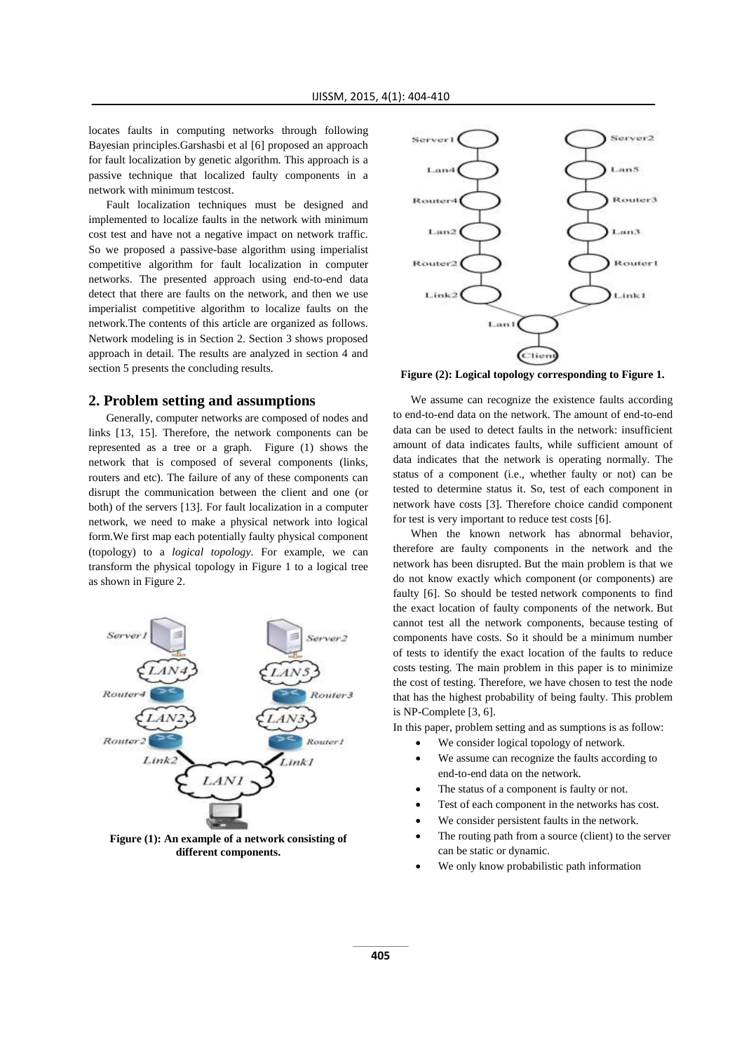locates faults in computing networks through following Bayesian principles.Garshasbi et al [6] proposed an approach for fault localization by genetic algorithm. This approach is a passive technique that localized faulty components in a network with minimum testcost.

Fault localization techniques must be designed and implemented to localize faults in the network with minimum cost test and have not a negative impact on network traffic. So we proposed a passive-base algorithm using imperialist competitive algorithm for fault localization in computer networks. The presented approach using end-to-end data detect that there are faults on the network, and then we use imperialist competitive algorithm to localize faults on the network.The contents of this article are organized as follows. Network modeling is in Section 2. Section 3 shows proposed approach in detail. The results are analyzed in section 4 and section 5 presents the concluding results.

## 2. Problem setting and assumptions

Generally, computer networks are composed of nodes and links [13, 15]. Therefore, the network components can be represented as a tree or a graph. Figure (1) shows the network that is composed of several components (links, routers and etc). The failure of any of these components can disrupt the communication between the client and one (or both) of the servers [13]. For fault localization in a computer network, we need to make a physical network into logical form.We first map each potentially faulty physical component (topology) to a *logical topology*. For example, we can transform the physical topology in Figure 1 to a logical tree as shown in Figure 2.

**Figure (1): An example of a network consisting of different components.**

**Figure (2): Logical topology corresponding to Figure 1.**

We assume can recognize the existence faults according to end-to-end data on the network. The amount of end-to-end data can be used to detect faults in the network: insufficient amount of data indicates faults, while sufficient amount of data indicates that the network is operating normally. The status of a component (i.e., whether faulty or not) can be tested to determine status it. So, test of each component in network have costs [3]. Therefore choice candid component for test is very important to reduce test costs [6].

When the known network has abnormal behavior, therefore are faulty components in the network and the network has been disrupted. But the main problem is that we do not know exactly which component (or components) are faulty [6]. So should be tested network components to find the exact location of faulty components of the network. But cannot test all the network components, because testing of components have costs. So it should be a minimum number of tests to identify the exact location of the faults to reduce costs testing. The main problem in this paper is to minimize the cost of testing. Therefore, we have chosen to test the node that has the highest probability of being faulty. This problem is NP-Complete [3, 6].

In this paper, problem setting and as sumptions is as follow:

- We consider logical topology of network.
- We assume can recognize the faults according to end-to-end data on the network.
- The status of a component is faulty or not.
- Test of each component in the networks has cost.
- We consider persistent faults in the network.
- The routing path from a source (client) to the server can be static or dynamic.
- We only know probabilistic path information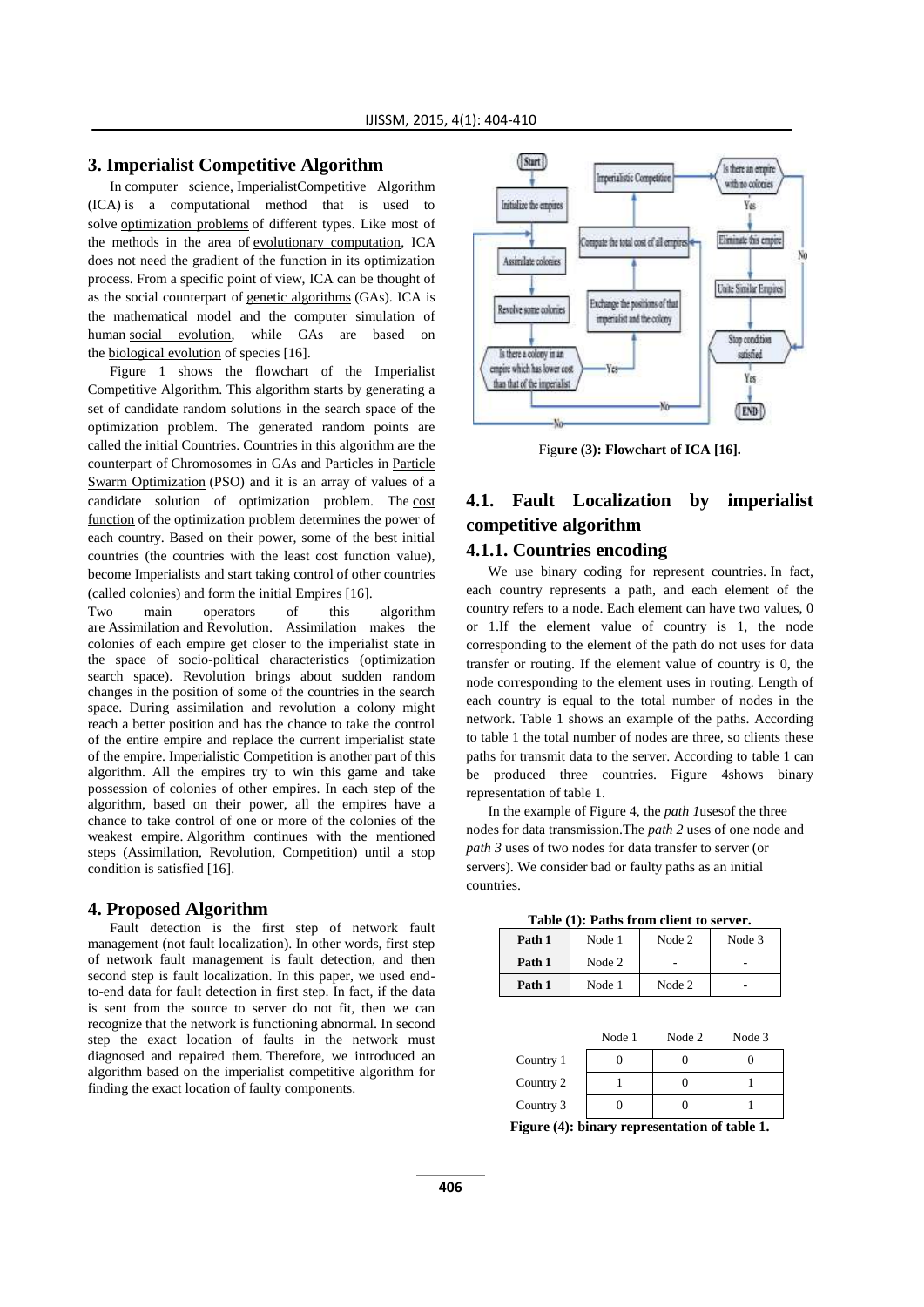## 3. Imperialist Competitive Algorithm

In computer science, ImperialistCompetitive Algorithm (ICA) is a computational method that is used to solve optimization problems of different types. Like most of the methods in the area of evolutionary computation, ICA does not need the gradient of the function in its optimization process. From a specific point of view, ICA can be thought of as the social counterpart of genetic algorithms (GAs). ICA is the mathematical model and the computer simulation of human social evolution, while GAs are based on the biological evolution of species [16].

Figure 1 shows the flowchart of the Imperialist Competitive Algorithm. This algorithm starts by generating a set of candidate random solutions in the search space of the optimization problem. The generated random points are called the initial Countries. Countries in this algorithm are the counterpart of Chromosomes in GAs and Particles in Particle Swarm Optimization (PSO) and it is an array of values of a candidate solution of optimization problem. The cost function of the optimization problem determines the power of each country. Based on their power, some of the best initial countries (the countries with the least cost function value), become Imperialists and start taking control of other countries (called colonies) and form the initial Empires [16].

Two main operators of this algorithm are Assimilation and Revolution. Assimilation makes the colonies of each empire get closer to the imperialist state in the space of socio-political characteristics (optimization search space). Revolution brings about sudden random changes in the position of some of the countries in the search space. During assimilation and revolution a colony might reach a better position and has the chance to take the control of the entire empire and replace the current imperialist state of the empire. Imperialistic Competition is another part of this algorithm. All the empires try to win this game and take possession of colonies of other empires. In each step of the algorithm, based on their power, all the empires have a chance to take control of one or more of the colonies of the weakest empire. Algorithm continues with the mentioned steps (Assimilation, Revolution, Competition) until a stop condition is satisfied [16].

## 4. Proposed Algorithm

Fault detection is the first step of network fault management (not fault localization). In other words, first step of network fault management is fault detection, and then second step is fault localization. In this paper, we used end-to-end data for fault detection in first step. In fact, if the data is sent from the source to server do not fit, then we can recognize that the network is functioning abnormal. In second step the exact location of faults in the network must diagnosed and repaired them. Therefore, we introduced an algorithm based on the imperialist competitive algorithm for finding the exact location of faulty components.

Figure (3): Flowchart of ICA [16].

### 4.1. Fault Localization by imperialist competitive algorithm

### 4.1.1. Countries encoding

We use binary coding for represent countries. In fact, each country represents a path, and each element of the country refers to a node. Each element can have two values, 0 or 1.If the element value of country is 1, the node corresponding to the element of the path do not uses for data transfer or routing. If the element value of country is 0, the node corresponding to the element uses in routing. Length of each country is equal to the total number of nodes in the network. Table 1 shows an example of the paths. According to table 1 the total number of nodes are three, so clients these paths for transmit data to the server. According to table 1 can be produced three countries. Figure 4shows binary representation of table 1.

In the example of Figure 4, the *path 1*usesof the three nodes for data transmission.The *path 2* uses of one node and *path 3* uses of two nodes for data transfer to server (or servers). We consider bad or faulty paths as an initial countries.

**Table (1): Paths from client to server.**

| | | | |
|---|---|---|---|
| **Path 1** | Node 1 | Node 2 | Node 3 |
| **Path 1** | Node 2 | - | - |
| **Path 1** | Node 1 | Node 2 | - |

| | Node 1 | Node 2 | Node 3 |
|---|---|---|---|
| Country 1 | 0 | 0 | 0 |
| Country 2 | 1 | 0 | 1 |
| Country 3 | 0 | 0 | 1 |

**Figure (4): binary representation of table 1.**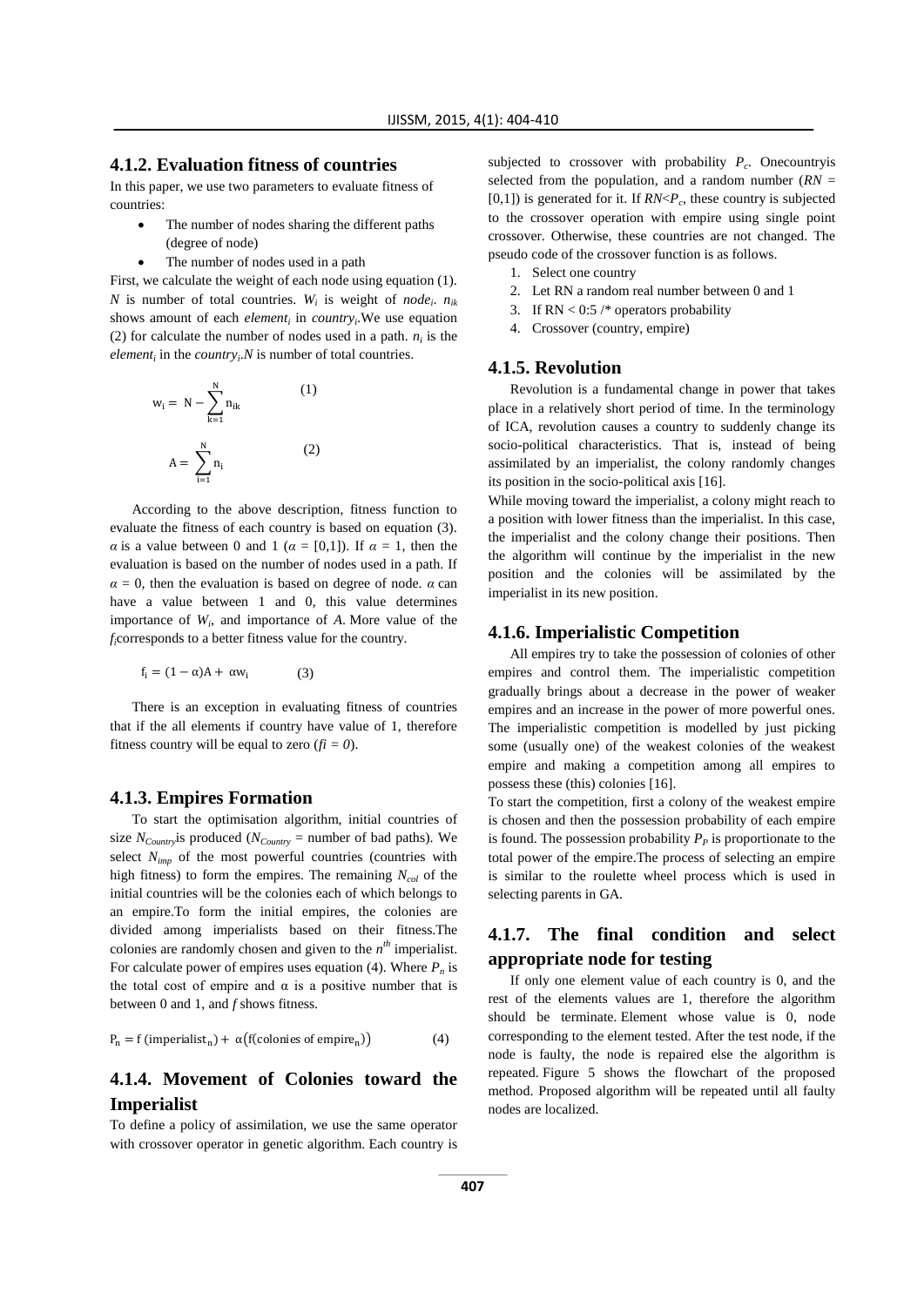### 4.1.2. Evaluation fitness of countries

In this paper, we use two parameters to evaluate fitness of countries:

- The number of nodes sharing the different paths (degree of node)
- The number of nodes used in a path

First, we calculate the weight of each node using equation (1). $N$ is number of total countries. $W_i$ is weight of $node_i$. $n_{ik}$ shows amount of each $element_i$ in $country_i$.We use equation (2) for calculate the number of nodes used in a path. $n_i$ is the $element_i$ in the $country_i$.$N$ is number of total countries.

$$w_i = N - \sum_{k=1}^{N} n_{ik} \quad (1)$$

$$A = \sum_{i=1}^{N} n_i \quad (2)$$

According to the above description, fitness function to evaluate the fitness of each country is based on equation (3). $\alpha$ is a value between 0 and 1 ($\alpha$ = [0,1]). If $\alpha = 1$, then the evaluation is based on the number of nodes used in a path. If $\alpha = 0$, then the evaluation is based on degree of node. $\alpha$ can have a value between 1 and 0, this value determines importance of $W_i$, and importance of $A$. More value of the $f_i$corresponds to a better fitness value for the country.

$$f_i = (1 - \alpha)A + \alpha w_i \quad (3)$$

There is an exception in evaluating fitness of countries that if the all elements if country have value of 1, therefore fitness country will be equal to zero ($fi = 0$).

### 4.1.3. Empires Formation

To start the optimisation algorithm, initial countries of size $N_{Country}$is produced ($N_{Country}$ = number of bad paths). We select $N_{imp}$ of the most powerful countries (countries with high fitness) to form the empires. The remaining $N_{col}$ of the initial countries will be the colonies each of which belongs to an empire.To form the initial empires, the colonies are divided among imperialists based on their fitness.The colonies are randomly chosen and given to the $n^{th}$ imperialist. For calculate power of empires uses equation (4). Where $P_n$ is the total cost of empire and α is a positive number that is between 0 and 1, and $f$ shows fitness.

$$P_n = f\,(\text{imperialist}_n) + \alpha\big(f(\text{colonies of empire}_n)\big) \quad (4)$$

### 4.1.4. Movement of Colonies toward the Imperialist

To define a policy of assimilation, we use the same operator with crossover operator in genetic algorithm. Each country is subjected to crossover with probability $P_c$. Onecountryis selected from the population, and a random number ($RN$ = [0,1]) is generated for it. If $RN$<$P_c$, these country is subjected to the crossover operation with empire using single point crossover. Otherwise, these countries are not changed. The pseudo code of the crossover function is as follows.

1. Select one country
2. Let RN a random real number between 0 and 1
3. If RN < 0:5 /* operators probability
4. Crossover (country, empire)

### 4.1.5. Revolution

Revolution is a fundamental change in power that takes place in a relatively short period of time. In the terminology of ICA, revolution causes a country to suddenly change its socio-political characteristics. That is, instead of being assimilated by an imperialist, the colony randomly changes its position in the socio-political axis [16].

While moving toward the imperialist, a colony might reach to a position with lower fitness than the imperialist. In this case, the imperialist and the colony change their positions. Then the algorithm will continue by the imperialist in the new position and the colonies will be assimilated by the imperialist in its new position.

### 4.1.6. Imperialistic Competition

All empires try to take the possession of colonies of other empires and control them. The imperialistic competition gradually brings about a decrease in the power of weaker empires and an increase in the power of more powerful ones. The imperialistic competition is modelled by just picking some (usually one) of the weakest colonies of the weakest empire and making a competition among all empires to possess these (this) colonies [16].

To start the competition, first a colony of the weakest empire is chosen and then the possession probability of each empire is found. The possession probability $P_P$ is proportionate to the total power of the empire.The process of selecting an empire is similar to the roulette wheel process which is used in selecting parents in GA.

### 4.1.7. The final condition and select appropriate node for testing

If only one element value of each country is 0, and the rest of the elements values are 1, therefore the algorithm should be terminate. Element whose value is 0, node corresponding to the element tested. After the test node, if the node is faulty, the node is repaired else the algorithm is repeated. Figure 5 shows the flowchart of the proposed method. Proposed algorithm will be repeated until all faulty nodes are localized.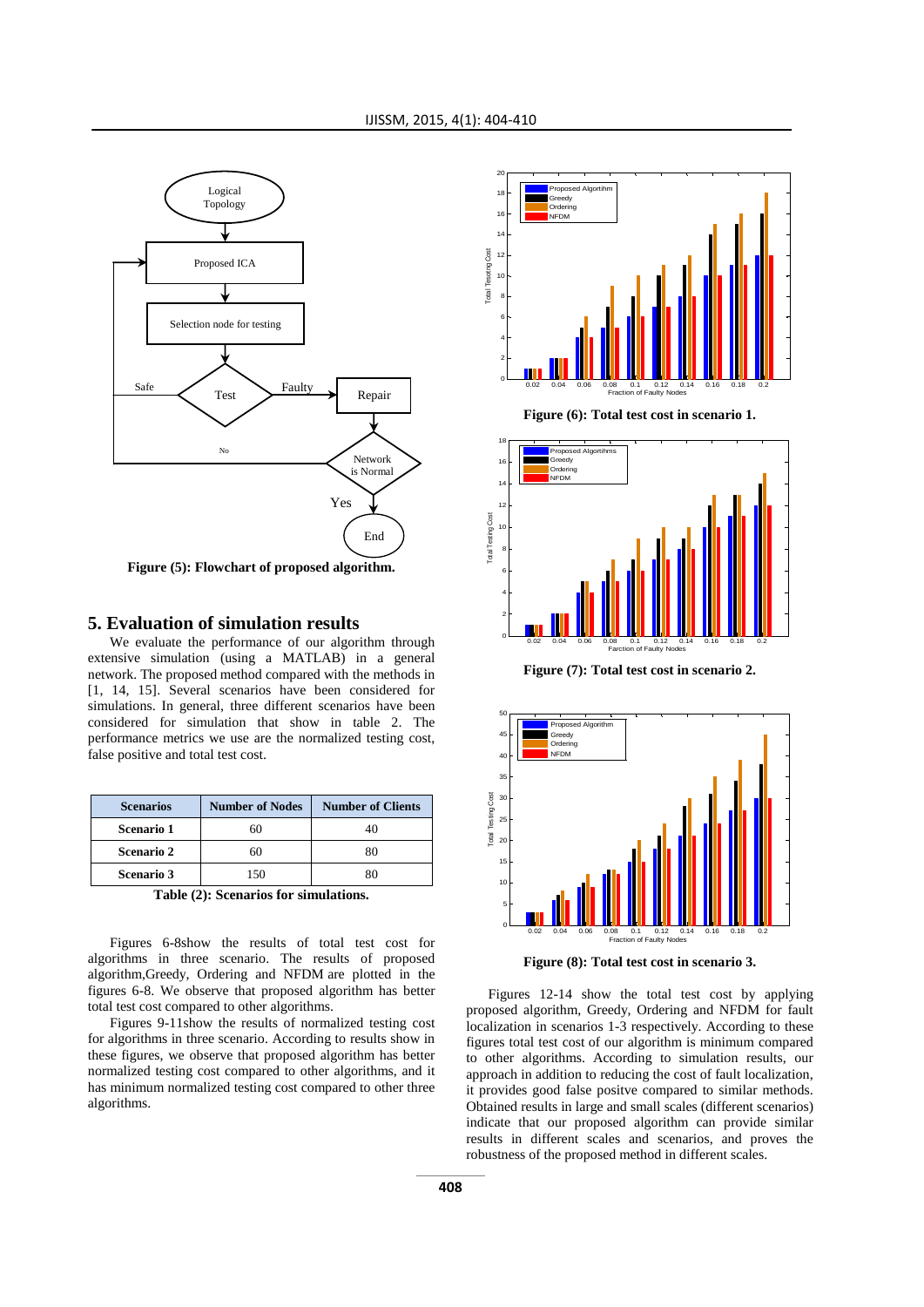Figure (5): Flowchart of proposed algorithm.

## 5. Evaluation of simulation results

We evaluate the performance of our algorithm through extensive simulation (using a MATLAB) in a general network. The proposed method compared with the methods in [1, 14, 15]. Several scenarios have been considered for simulations. In general, three different scenarios have been considered for simulation that show in table 2. The performance metrics we use are the normalized testing cost, false positive and total test cost.

| Scenarios | Number of Nodes | Number of Clients |
|---|---|---|
| Scenario 1 | 60 | 40 |
| Scenario 2 | 60 | 80 |
| Scenario 3 | 150 | 80 |

Table (2): Scenarios for simulations.

Figures 6-8show the results of total test cost for algorithms in three scenario. The results of proposed algorithm,Greedy, Ordering and NFDM are plotted in the figures 6-8. We observe that proposed algorithm has better total test cost compared to other algorithms.

Figures 9-11show the results of normalized testing cost for algorithms in three scenario. According to results show in these figures, we observe that proposed algorithm has better normalized testing cost compared to other algorithms, and it has minimum normalized testing cost compared to other three algorithms.

Figure (6): Total test cost in scenario 1.

Figure (7): Total test cost in scenario 2.

Figure (8): Total test cost in scenario 3.

Figures 12-14 show the total test cost by applying proposed algorithm, Greedy, Ordering and NFDM for fault localization in scenarios 1-3 respectively. According to these figures total test cost of our algorithm is minimum compared to other algorithms. According to simulation results, our approach in addition to reducing the cost of fault localization, it provides good false positve compared to similar methods. Obtained results in large and small scales (different scenarios) indicate that our proposed algorithm can provide similar results in different scales and scenarios, and proves the robustness of the proposed method in different scales.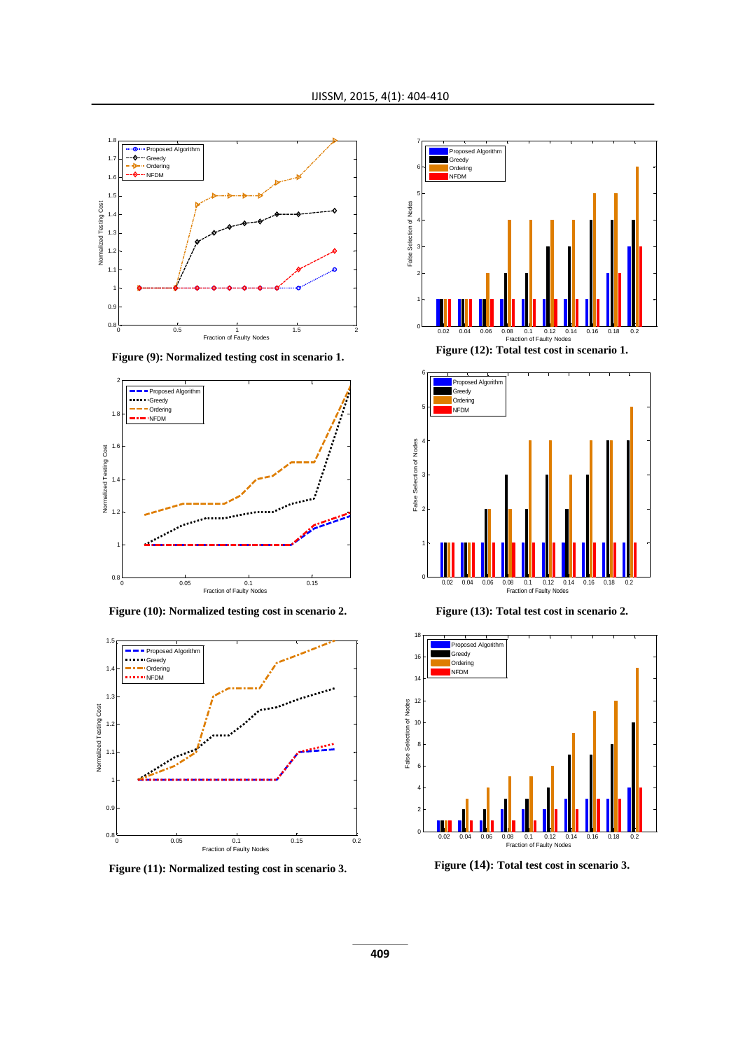Figure (9): Normalized testing cost in scenario 1.

Figure (10): Normalized testing cost in scenario 2.

Figure (11): Normalized testing cost in scenario 3.

Figure (12): Total test cost in scenario 1.

Figure (13): Total test cost in scenario 2.

Figure (14): Total test cost in scenario 3.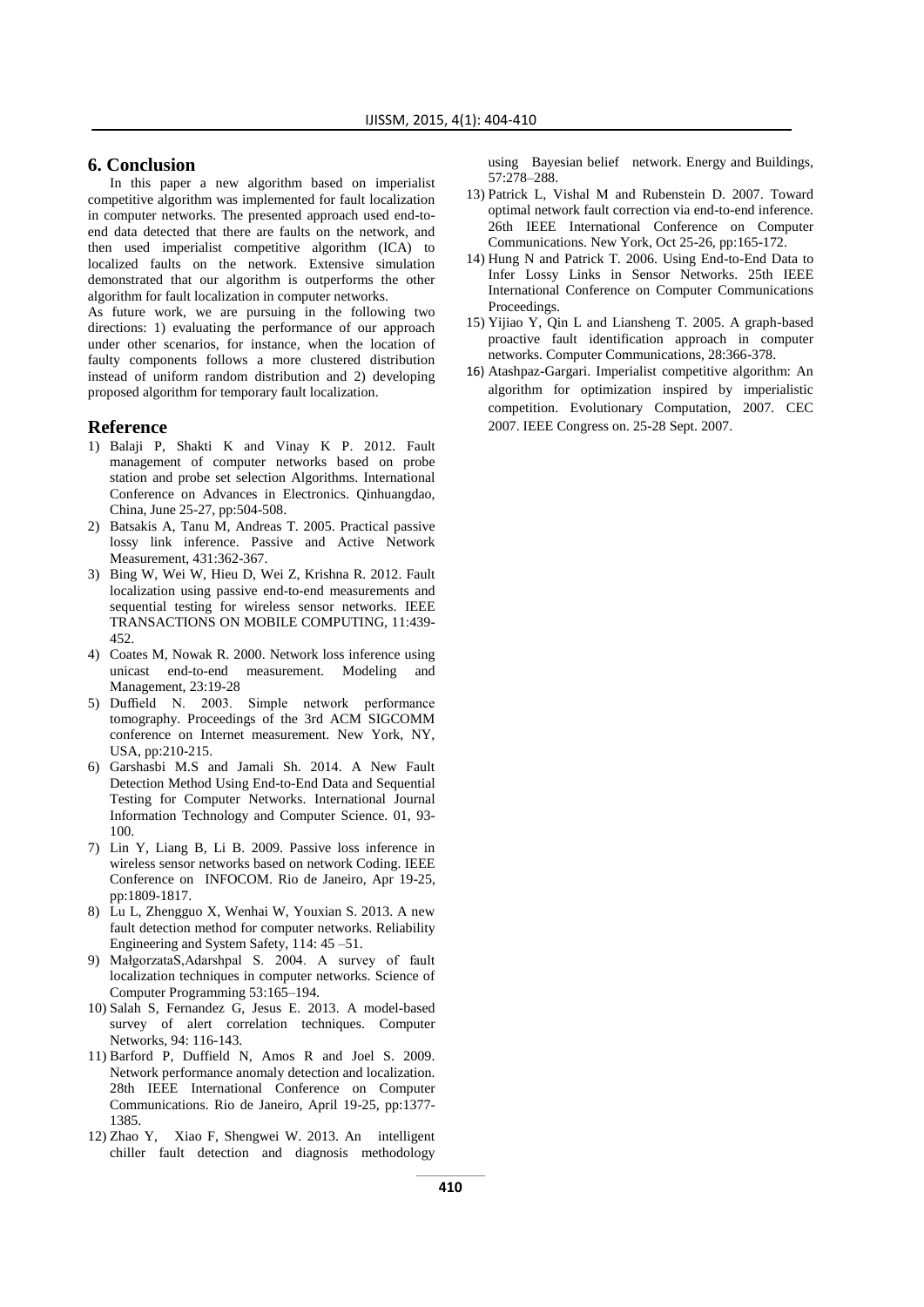## 6. Conclusion

In this paper a new algorithm based on imperialist competitive algorithm was implemented for fault localization in computer networks. The presented approach used end-to-end data detected that there are faults on the network, and then used imperialist competitive algorithm (ICA) to localized faults on the network. Extensive simulation demonstrated that our algorithm is outperforms the other algorithm for fault localization in computer networks.

As future work, we are pursuing in the following two directions: 1) evaluating the performance of our approach under other scenarios, for instance, when the location of faulty components follows a more clustered distribution instead of uniform random distribution and 2) developing proposed algorithm for temporary fault localization.

## Reference

1) Balaji P, Shakti K and Vinay K P. 2012. Fault management of computer networks based on probe station and probe set selection Algorithms. International Conference on Advances in Electronics. Qinhuangdao, China, June 25-27, pp:504-508.
2) Batsakis A, Tanu M, Andreas T. 2005. Practical passive lossy link inference. Passive and Active Network Measurement, 431:362-367.
3) Bing W, Wei W, Hieu D, Wei Z, Krishna R. 2012. Fault localization using passive end-to-end measurements and sequential testing for wireless sensor networks. IEEE TRANSACTIONS ON MOBILE COMPUTING, 11:439-452.
4) Coates M, Nowak R. 2000. Network loss inference using unicast end-to-end measurement. Modeling and Management, 23:19-28
5) Duffield N. 2003. Simple network performance tomography. Proceedings of the 3rd ACM SIGCOMM conference on Internet measurement. New York, NY, USA, pp:210-215.
6) Garshasbi M.S and Jamali Sh. 2014. A New Fault Detection Method Using End-to-End Data and Sequential Testing for Computer Networks. International Journal Information Technology and Computer Science. 01, 93-100.
7) Lin Y, Liang B, Li B. 2009. Passive loss inference in wireless sensor networks based on network Coding. IEEE Conference on INFOCOM. Rio de Janeiro, Apr 19-25, pp:1809-1817.
8) Lu L, Zhengguo X, Wenhai W, Youxian S. 2013. A new fault detection method for computer networks. Reliability Engineering and System Safety, 114: 45 –51.
9) MałgorzataS,Adarshpal S. 2004. A survey of fault localization techniques in computer networks. Science of Computer Programming 53:165–194.
10) Salah S, Fernandez G, Jesus E. 2013. A model-based survey of alert correlation techniques. Computer Networks, 94: 116-143.
11) Barford P, Duffield N, Amos R and Joel S. 2009. Network performance anomaly detection and localization. 28th IEEE International Conference on Computer Communications. Rio de Janeiro, April 19-25, pp:1377-1385.
12) Zhao Y, Xiao F, Shengwei W. 2013. An intelligent chiller fault detection and diagnosis methodology using Bayesian belief network. Energy and Buildings, 57:278–288.
13) Patrick L, Vishal M and Rubenstein D. 2007. Toward optimal network fault correction via end-to-end inference. 26th IEEE International Conference on Computer Communications. New York, Oct 25-26, pp:165-172.
14) Hung N and Patrick T. 2006. Using End-to-End Data to Infer Lossy Links in Sensor Networks. 25th IEEE International Conference on Computer Communications Proceedings.
15) Yijiao Y, Qin L and Liansheng T. 2005. A graph-based proactive fault identification approach in computer networks. Computer Communications, 28:366-378.
16) Atashpaz-Gargari. Imperialist competitive algorithm: An algorithm for optimization inspired by imperialistic competition. Evolutionary Computation, 2007. CEC 2007. IEEE Congress on. 25-28 Sept. 2007.